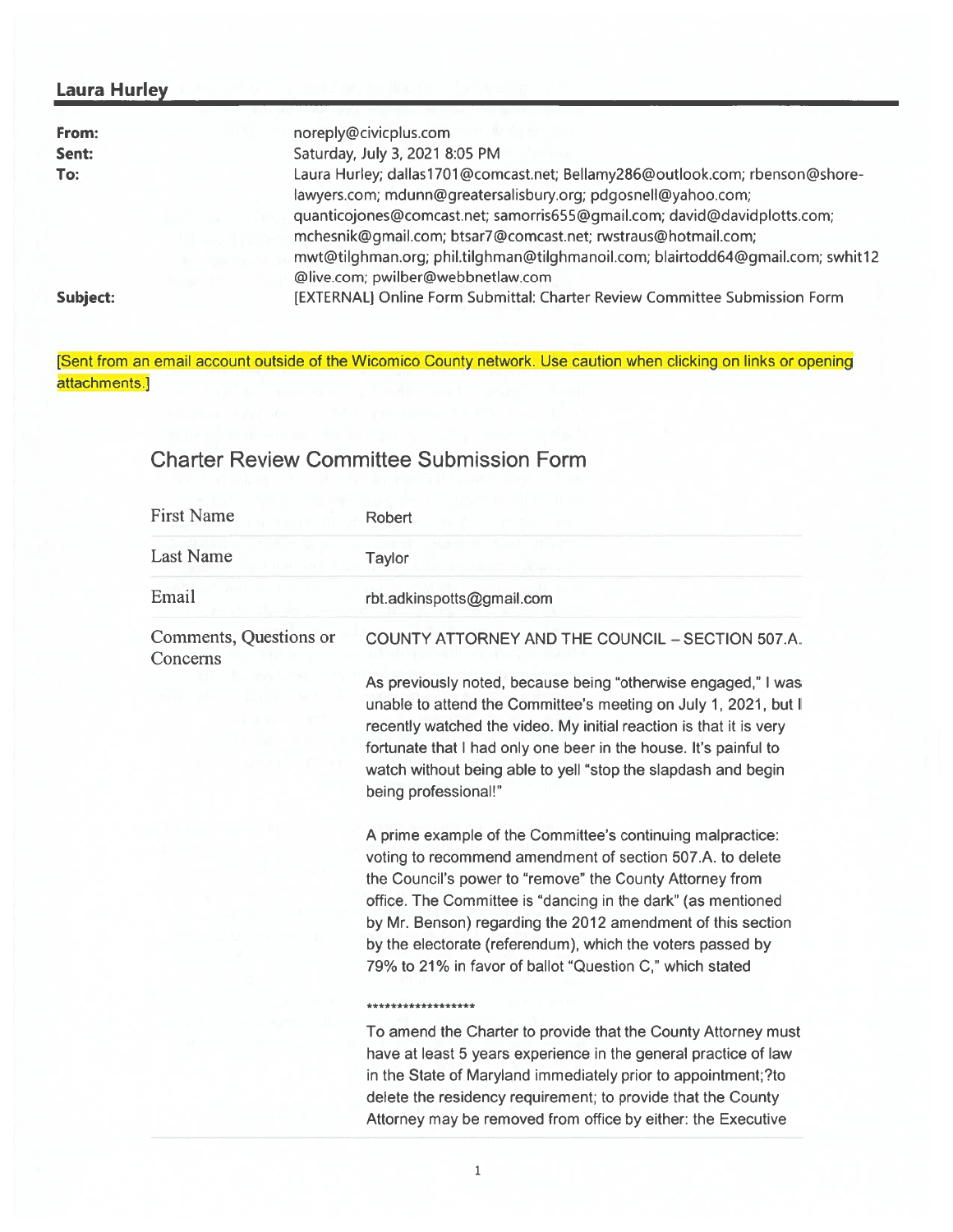## Laura Hurley

| | |
|---|---|
| **From:** | noreply@civicplus.com |
| **Sent:** | Saturday, July 3, 2021 8:05 PM |
| **To:** | Laura Hurley; dallas1701@comcast.net; Bellamy286@outlook.com; rbenson@shore-lawyers.com; mdunn@greatersalisbury.org; pdgosnell@yahoo.com; quanticojones@comcast.net; samorris655@gmail.com; david@davidplotts.com; mchesnik@gmail.com; btsar7@comcast.net; rwstraus@hotmail.com; mwt@tilghman.org; phil.tilghman@tilghmanoil.com; blairtodd64@gmail.com; swhit12@live.com; pwilber@webbnetlaw.com |
| **Subject:** | [EXTERNAL] Online Form Submittal: Charter Review Committee Submission Form |

[Sent from an email account outside of the Wicomico County network. Use caution when clicking on links or opening attachments.]

# Charter Review Committee Submission Form

| | |
|---|---|
| First Name | Robert |
| Last Name | Taylor |
| Email | rbt.adkinspotts@gmail.com |
| Comments, Questions or Concerns | COUNTY ATTORNEY AND THE COUNCIL – SECTION 507.A. |

As previously noted, because being "otherwise engaged," I was unable to attend the Committee's meeting on July 1, 2021, but I recently watched the video. My initial reaction is that it is very fortunate that I had only one beer in the house. It's painful to watch without being able to yell "stop the slapdash and begin being professional!"

A prime example of the Committee's continuing malpractice: voting to recommend amendment of section 507.A. to delete the Council's power to "remove" the County Attorney from office. The Committee is "dancing in the dark" (as mentioned by Mr. Benson) regarding the 2012 amendment of this section by the electorate (referendum), which the voters passed by 79% to 21% in favor of ballot "Question C," which stated

******************

To amend the Charter to provide that the County Attorney must have at least 5 years experience in the general practice of law in the State of Maryland immediately prior to appointment;?to delete the residency requirement; to provide that the County Attorney may be removed from office by either: the Executive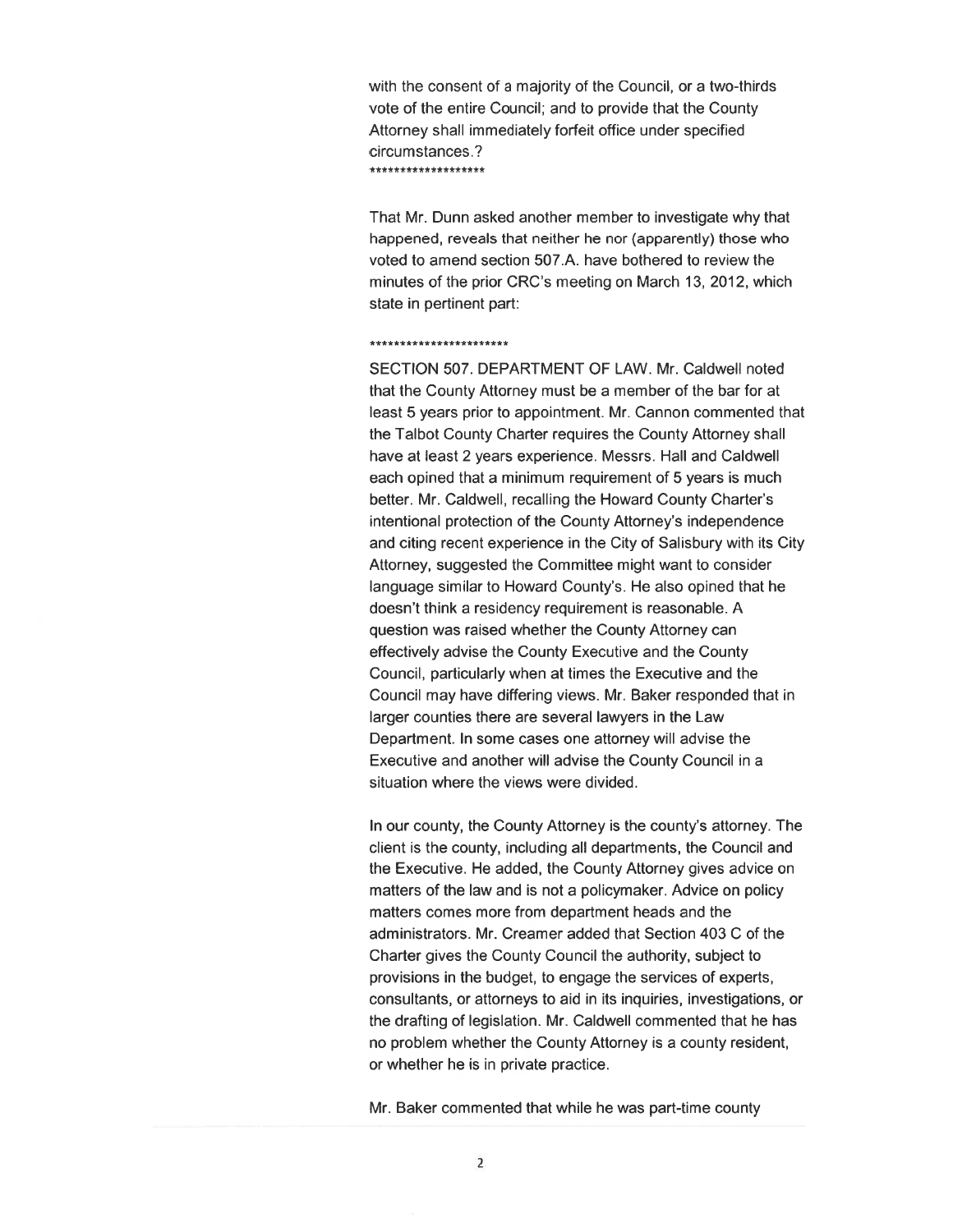with the consent of a majority of the Council, or a two-thirds vote of the entire Council; and to provide that the County Attorney shall immediately forfeit office under specified circumstances.?

*******************

That Mr. Dunn asked another member to investigate why that happened, reveals that neither he nor (apparently) those who voted to amend section 507.A. have bothered to review the minutes of the prior CRC's meeting on March 13, 2012, which state in pertinent part:

***********************

SECTION 507. DEPARTMENT OF LAW. Mr. Caldwell noted that the County Attorney must be a member of the bar for at least 5 years prior to appointment. Mr. Cannon commented that the Talbot County Charter requires the County Attorney shall have at least 2 years experience. Messrs. Hall and Caldwell each opined that a minimum requirement of 5 years is much better. Mr. Caldwell, recalling the Howard County Charter's intentional protection of the County Attorney's independence and citing recent experience in the City of Salisbury with its City Attorney, suggested the Committee might want to consider language similar to Howard County's. He also opined that he doesn't think a residency requirement is reasonable. A question was raised whether the County Attorney can effectively advise the County Executive and the County Council, particularly when at times the Executive and the Council may have differing views. Mr. Baker responded that in larger counties there are several lawyers in the Law Department. In some cases one attorney will advise the Executive and another will advise the County Council in a situation where the views were divided.

In our county, the County Attorney is the county's attorney. The client is the county, including all departments, the Council and the Executive. He added, the County Attorney gives advice on matters of the law and is not a policymaker. Advice on policy matters comes more from department heads and the administrators. Mr. Creamer added that Section 403 C of the Charter gives the County Council the authority, subject to provisions in the budget, to engage the services of experts, consultants, or attorneys to aid in its inquiries, investigations, or the drafting of legislation. Mr. Caldwell commented that he has no problem whether the County Attorney is a county resident, or whether he is in private practice.

Mr. Baker commented that while he was part-time county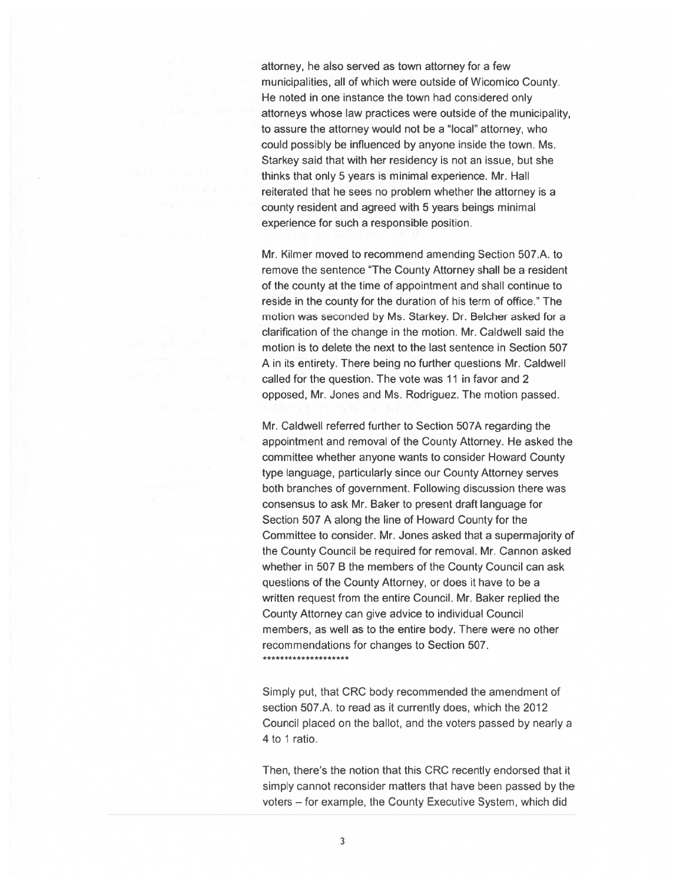attorney, he also served as town attorney for a few municipalities, all of which were outside of Wicomico County. He noted in one instance the town had considered only attorneys whose law practices were outside of the municipality, to assure the attorney would not be a "local" attorney, who could possibly be influenced by anyone inside the town. Ms. Starkey said that with her residency is not an issue, but she thinks that only 5 years is minimal experience. Mr. Hall reiterated that he sees no problem whether the attorney is a county resident and agreed with 5 years beings minimal experience for such a responsible position.

Mr. Kilmer moved to recommend amending Section 507.A. to remove the sentence "The County Attorney shall be a resident of the county at the time of appointment and shall continue to reside in the county for the duration of his term of office." The motion was seconded by Ms. Starkey. Dr. Belcher asked for a clarification of the change in the motion. Mr. Caldwell said the motion is to delete the next to the last sentence in Section 507 A in its entirety. There being no further questions Mr. Caldwell called for the question. The vote was 11 in favor and 2 opposed, Mr. Jones and Ms. Rodriguez. The motion passed.

Mr. Caldwell referred further to Section 507A regarding the appointment and removal of the County Attorney. He asked the committee whether anyone wants to consider Howard County type language, particularly since our County Attorney serves both branches of government. Following discussion there was consensus to ask Mr. Baker to present draft language for Section 507 A along the line of Howard County for the Committee to consider. Mr. Jones asked that a supermajority of the County Council be required for removal. Mr. Cannon asked whether in 507 B the members of the County Council can ask questions of the County Attorney, or does it have to be a written request from the entire Council. Mr. Baker replied the County Attorney can give advice to individual Council members, as well as to the entire body. There were no other recommendations for changes to Section 507.
********************

Simply put, that CRC body recommended the amendment of section 507.A. to read as it currently does, which the 2012 Council placed on the ballot, and the voters passed by nearly a 4 to 1 ratio.

Then, there's the notion that this CRC recently endorsed that it simply cannot reconsider matters that have been passed by the voters – for example, the County Executive System, which did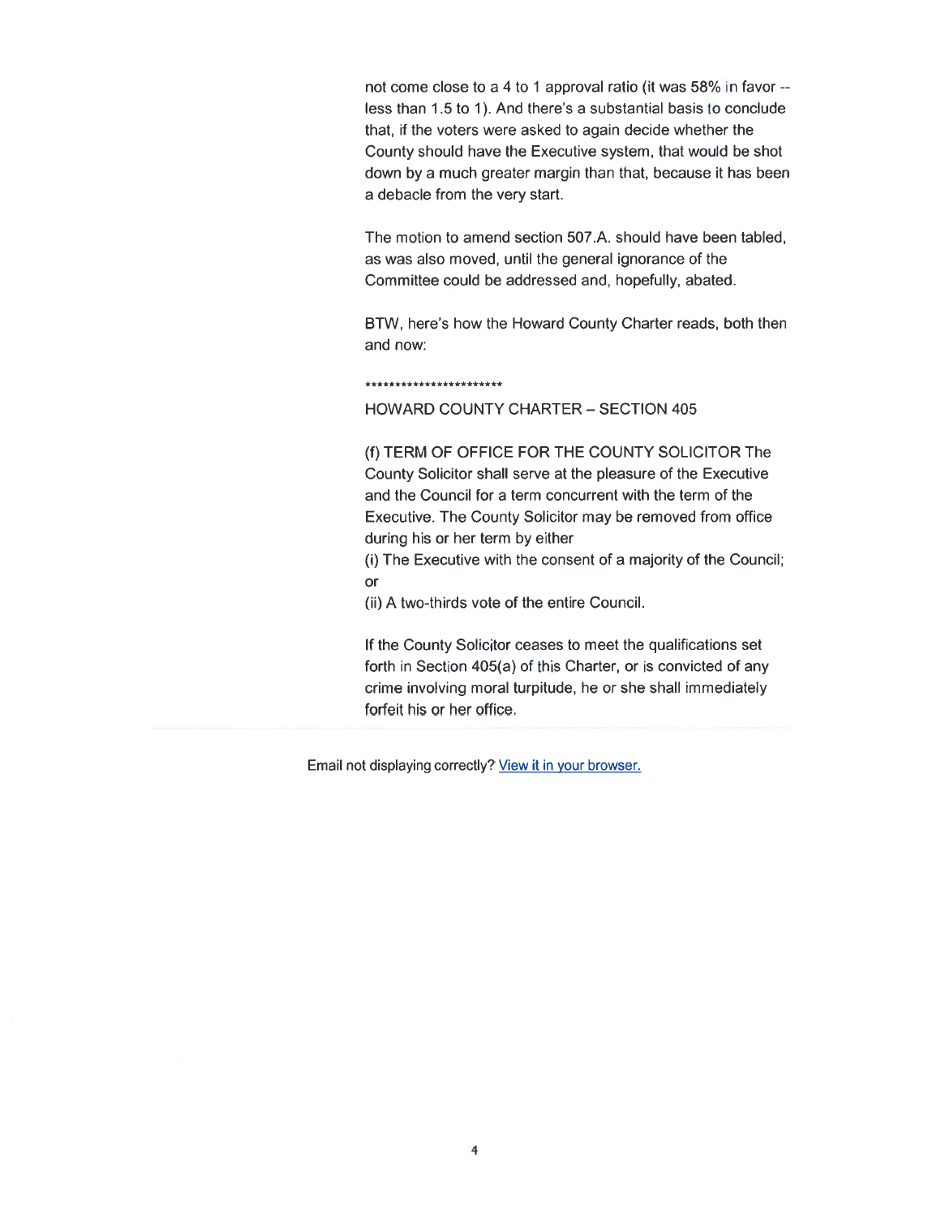not come close to a 4 to 1 approval ratio (it was 58% in favor -- less than 1.5 to 1). And there's a substantial basis to conclude that, if the voters were asked to again decide whether the County should have the Executive system, that would be shot down by a much greater margin than that, because it has been a debacle from the very start.

The motion to amend section 507.A. should have been tabled, as was also moved, until the general ignorance of the Committee could be addressed and, hopefully, abated.

BTW, here's how the Howard County Charter reads, both then and now:

***********************

HOWARD COUNTY CHARTER – SECTION 405

(f) TERM OF OFFICE FOR THE COUNTY SOLICITOR The County Solicitor shall serve at the pleasure of the Executive and the Council for a term concurrent with the term of the Executive. The County Solicitor may be removed from office during his or her term by either

(i) The Executive with the consent of a majority of the Council; or

(ii) A two-thirds vote of the entire Council.

If the County Solicitor ceases to meet the qualifications set forth in Section 405(a) of this Charter, or is convicted of any crime involving moral turpitude, he or she shall immediately forfeit his or her office.

Email not displaying correctly? View it in your browser.